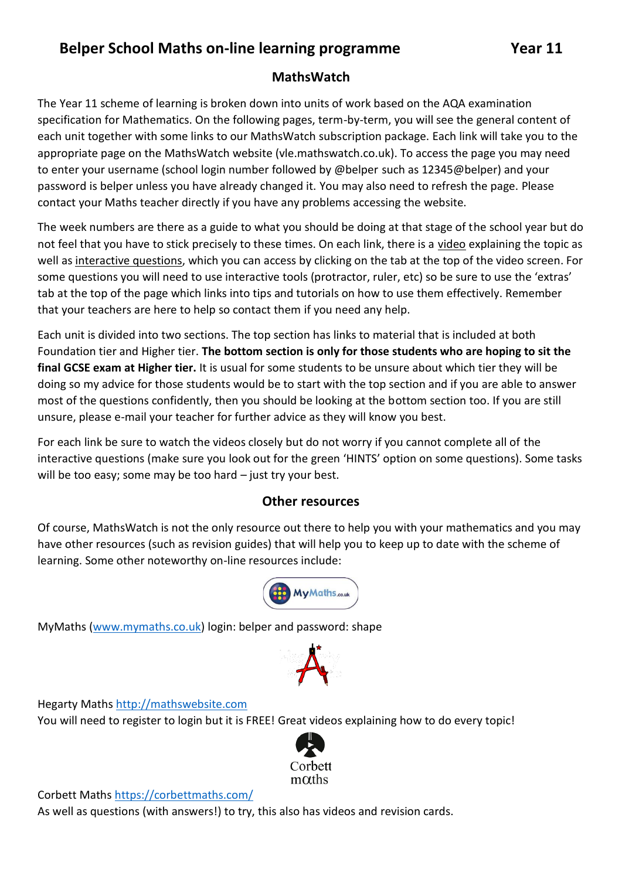# Belper School Maths on-line learning programme — Year 11

## MathsWatch

The Year 11 scheme of learning is broken down into units of work based on the AQA examination specification for Mathematics. On the following pages, term-by-term, you will see the general content of each unit together with some links to our MathsWatch subscription package. Each link will take you to the appropriate page on the MathsWatch website (vle.mathswatch.co.uk). To access the page you may need to enter your username (school login number followed by @belper such as 12345@belper) and your password is belper unless you have already changed it. You may also need to refresh the page. Please contact your Maths teacher directly if you have any problems accessing the website.

The week numbers are there as a guide to what you should be doing at that stage of the school year but do not feel that you have to stick precisely to these times. On each link, there is a video explaining the topic as well as interactive questions, which you can access by clicking on the tab at the top of the video screen. For some questions you will need to use interactive tools (protractor, ruler, etc) so be sure to use the 'extras' tab at the top of the page which links into tips and tutorials on how to use them effectively. Remember that your teachers are here to help so contact them if you need any help.

Each unit is divided into two sections. The top section has links to material that is included at both Foundation tier and Higher tier. **The bottom section is only for those students who are hoping to sit the final GCSE exam at Higher tier.** It is usual for some students to be unsure about which tier they will be doing so my advice for those students would be to start with the top section and if you are able to answer most of the questions confidently, then you should be looking at the bottom section too. If you are still unsure, please e-mail your teacher for further advice as they will know you best.

For each link be sure to watch the videos closely but do not worry if you cannot complete all of the interactive questions (make sure you look out for the green 'HINTS' option on some questions). Some tasks will be too easy; some may be too hard – just try your best.

## Other resources

Of course, MathsWatch is not the only resource out there to help you with your mathematics and you may have other resources (such as revision guides) that will help you to keep up to date with the scheme of learning. Some other noteworthy on-line resources include:

MyMaths (www.mymaths.co.uk) login: belper and password: shape

Hegarty Maths http://mathswebsite.com
You will need to register to login but it is FREE! Great videos explaining how to do every topic!

Corbett Maths https://corbettmaths.com/
As well as questions (with answers!) to try, this also has videos and revision cards.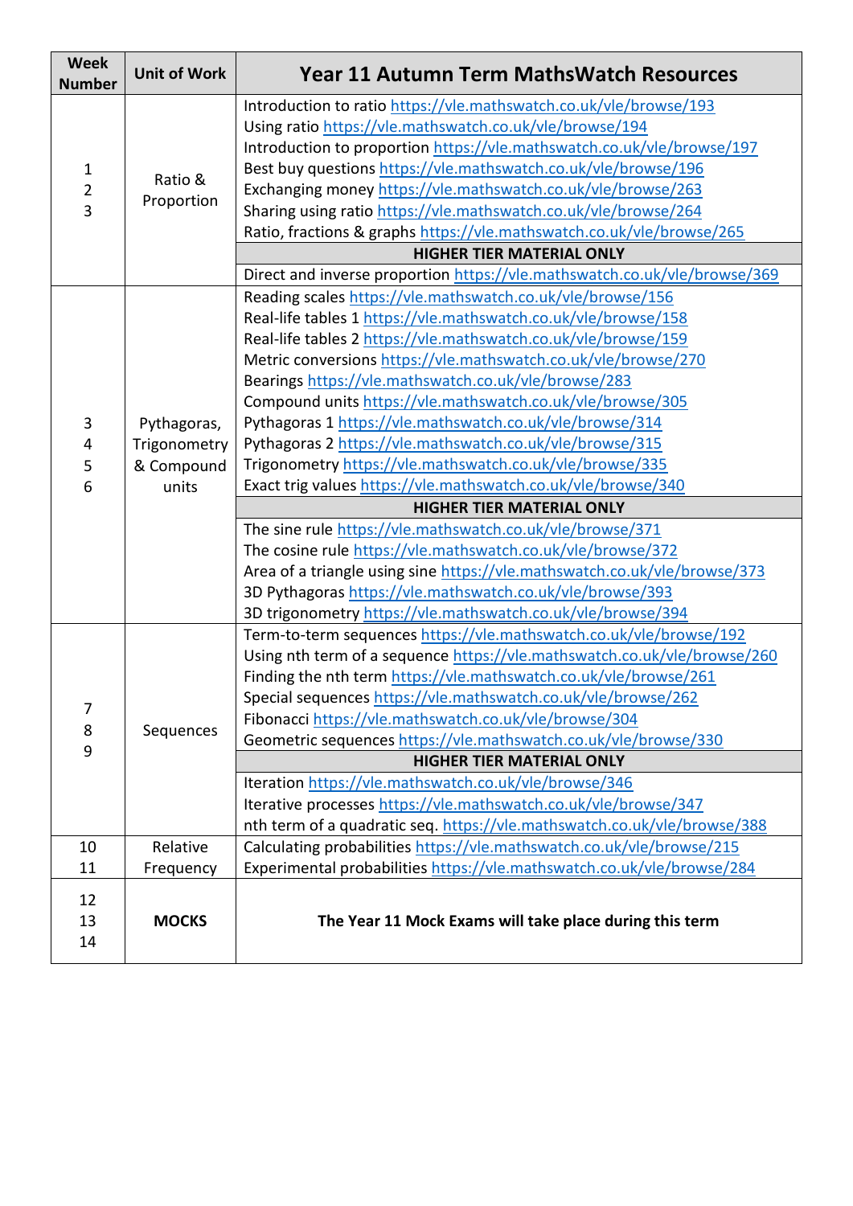| Week Number | Unit of Work | Year 11 Autumn Term MathsWatch Resources |
|---|---|---|
| 1<br>2<br>3 | Ratio & Proportion | Introduction to ratio https://vle.mathswatch.co.uk/vle/browse/193<br>Using ratio https://vle.mathswatch.co.uk/vle/browse/194<br>Introduction to proportion https://vle.mathswatch.co.uk/vle/browse/197<br>Best buy questions https://vle.mathswatch.co.uk/vle/browse/196<br>Exchanging money https://vle.mathswatch.co.uk/vle/browse/263<br>Sharing using ratio https://vle.mathswatch.co.uk/vle/browse/264<br>Ratio, fractions & graphs https://vle.mathswatch.co.uk/vle/browse/265<br>**HIGHER TIER MATERIAL ONLY**<br>Direct and inverse proportion https://vle.mathswatch.co.uk/vle/browse/369 |
| 3<br>4<br>5<br>6 | Pythagoras, Trigonometry & Compound units | Reading scales https://vle.mathswatch.co.uk/vle/browse/156<br>Real-life tables 1 https://vle.mathswatch.co.uk/vle/browse/158<br>Real-life tables 2 https://vle.mathswatch.co.uk/vle/browse/159<br>Metric conversions https://vle.mathswatch.co.uk/vle/browse/270<br>Bearings https://vle.mathswatch.co.uk/vle/browse/283<br>Compound units https://vle.mathswatch.co.uk/vle/browse/305<br>Pythagoras 1 https://vle.mathswatch.co.uk/vle/browse/314<br>Pythagoras 2 https://vle.mathswatch.co.uk/vle/browse/315<br>Trigonometry https://vle.mathswatch.co.uk/vle/browse/335<br>Exact trig values https://vle.mathswatch.co.uk/vle/browse/340<br>**HIGHER TIER MATERIAL ONLY**<br>The sine rule https://vle.mathswatch.co.uk/vle/browse/371<br>The cosine rule https://vle.mathswatch.co.uk/vle/browse/372<br>Area of a triangle using sine https://vle.mathswatch.co.uk/vle/browse/373<br>3D Pythagoras https://vle.mathswatch.co.uk/vle/browse/393<br>3D trigonometry https://vle.mathswatch.co.uk/vle/browse/394 |
| 7<br>8<br>9 | Sequences | Term-to-term sequences https://vle.mathswatch.co.uk/vle/browse/192<br>Using nth term of a sequence https://vle.mathswatch.co.uk/vle/browse/260<br>Finding the nth term https://vle.mathswatch.co.uk/vle/browse/261<br>Special sequences https://vle.mathswatch.co.uk/vle/browse/262<br>Fibonacci https://vle.mathswatch.co.uk/vle/browse/304<br>Geometric sequences https://vle.mathswatch.co.uk/vle/browse/330<br>**HIGHER TIER MATERIAL ONLY**<br>Iteration https://vle.mathswatch.co.uk/vle/browse/346<br>Iterative processes https://vle.mathswatch.co.uk/vle/browse/347<br>nth term of a quadratic seq. https://vle.mathswatch.co.uk/vle/browse/388 |
| 10<br>11 | Relative Frequency | Calculating probabilities https://vle.mathswatch.co.uk/vle/browse/215<br>Experimental probabilities https://vle.mathswatch.co.uk/vle/browse/284 |
| 12<br>13<br>14 | **MOCKS** | **The Year 11 Mock Exams will take place during this term** |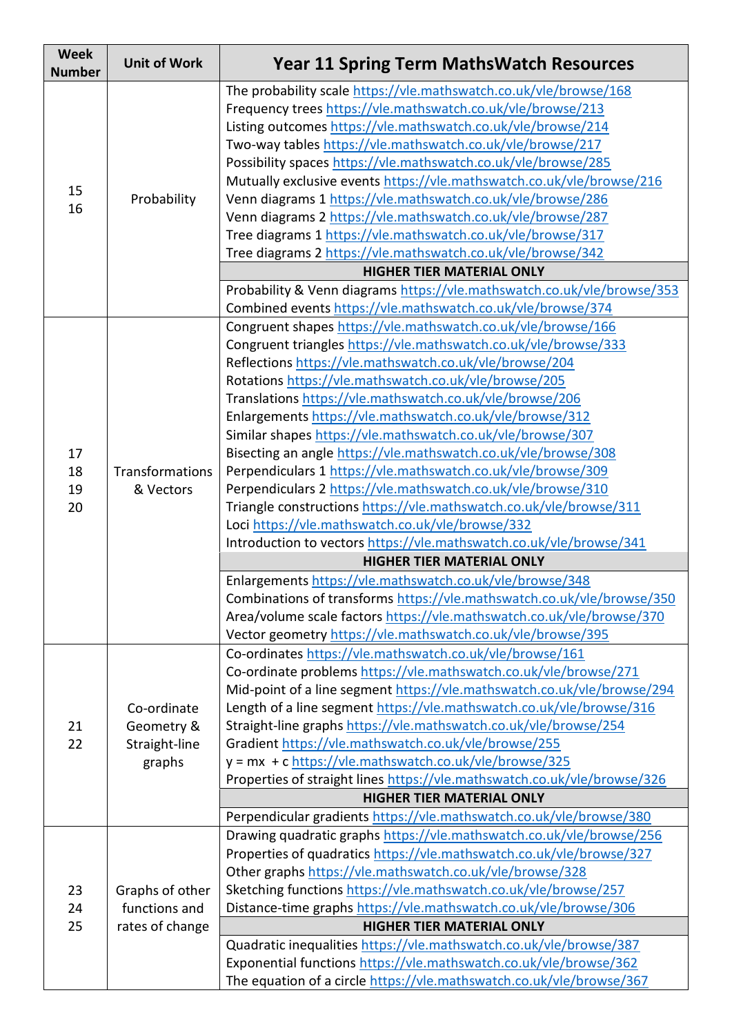| Week Number | Unit of Work | Year 11 Spring Term MathsWatch Resources |
|---|---|---|
| 15<br>16 | Probability | The probability scale https://vle.mathswatch.co.uk/vle/browse/168<br>Frequency trees https://vle.mathswatch.co.uk/vle/browse/213<br>Listing outcomes https://vle.mathswatch.co.uk/vle/browse/214<br>Two-way tables https://vle.mathswatch.co.uk/vle/browse/217<br>Possibility spaces https://vle.mathswatch.co.uk/vle/browse/285<br>Mutually exclusive events https://vle.mathswatch.co.uk/vle/browse/216<br>Venn diagrams 1 https://vle.mathswatch.co.uk/vle/browse/286<br>Venn diagrams 2 https://vle.mathswatch.co.uk/vle/browse/287<br>Tree diagrams 1 https://vle.mathswatch.co.uk/vle/browse/317<br>Tree diagrams 2 https://vle.mathswatch.co.uk/vle/browse/342<br>**HIGHER TIER MATERIAL ONLY**<br>Probability & Venn diagrams https://vle.mathswatch.co.uk/vle/browse/353<br>Combined events https://vle.mathswatch.co.uk/vle/browse/374 |
| 17<br>18<br>19<br>20 | Transformations & Vectors | Congruent shapes https://vle.mathswatch.co.uk/vle/browse/166<br>Congruent triangles https://vle.mathswatch.co.uk/vle/browse/333<br>Reflections https://vle.mathswatch.co.uk/vle/browse/204<br>Rotations https://vle.mathswatch.co.uk/vle/browse/205<br>Translations https://vle.mathswatch.co.uk/vle/browse/206<br>Enlargements https://vle.mathswatch.co.uk/vle/browse/312<br>Similar shapes https://vle.mathswatch.co.uk/vle/browse/307<br>Bisecting an angle https://vle.mathswatch.co.uk/vle/browse/308<br>Perpendiculars 1 https://vle.mathswatch.co.uk/vle/browse/309<br>Perpendiculars 2 https://vle.mathswatch.co.uk/vle/browse/310<br>Triangle constructions https://vle.mathswatch.co.uk/vle/browse/311<br>Loci https://vle.mathswatch.co.uk/vle/browse/332<br>Introduction to vectors https://vle.mathswatch.co.uk/vle/browse/341<br>**HIGHER TIER MATERIAL ONLY**<br>Enlargements https://vle.mathswatch.co.uk/vle/browse/348<br>Combinations of transforms https://vle.mathswatch.co.uk/vle/browse/350<br>Area/volume scale factors https://vle.mathswatch.co.uk/vle/browse/370<br>Vector geometry https://vle.mathswatch.co.uk/vle/browse/395 |
| 21<br>22 | Co-ordinate Geometry & Straight-line graphs | Co-ordinates https://vle.mathswatch.co.uk/vle/browse/161<br>Co-ordinate problems https://vle.mathswatch.co.uk/vle/browse/271<br>Mid-point of a line segment https://vle.mathswatch.co.uk/vle/browse/294<br>Length of a line segment https://vle.mathswatch.co.uk/vle/browse/316<br>Straight-line graphs https://vle.mathswatch.co.uk/vle/browse/254<br>Gradient https://vle.mathswatch.co.uk/vle/browse/255<br>$y = mx + c$ https://vle.mathswatch.co.uk/vle/browse/325<br>Properties of straight lines https://vle.mathswatch.co.uk/vle/browse/326<br>**HIGHER TIER MATERIAL ONLY**<br>Perpendicular gradients https://vle.mathswatch.co.uk/vle/browse/380 |
| 23<br>24<br>25 | Graphs of other functions and rates of change | Drawing quadratic graphs https://vle.mathswatch.co.uk/vle/browse/256<br>Properties of quadratics https://vle.mathswatch.co.uk/vle/browse/327<br>Other graphs https://vle.mathswatch.co.uk/vle/browse/328<br>Sketching functions https://vle.mathswatch.co.uk/vle/browse/257<br>Distance-time graphs https://vle.mathswatch.co.uk/vle/browse/306<br>**HIGHER TIER MATERIAL ONLY**<br>Quadratic inequalities https://vle.mathswatch.co.uk/vle/browse/387<br>Exponential functions https://vle.mathswatch.co.uk/vle/browse/362<br>The equation of a circle https://vle.mathswatch.co.uk/vle/browse/367 |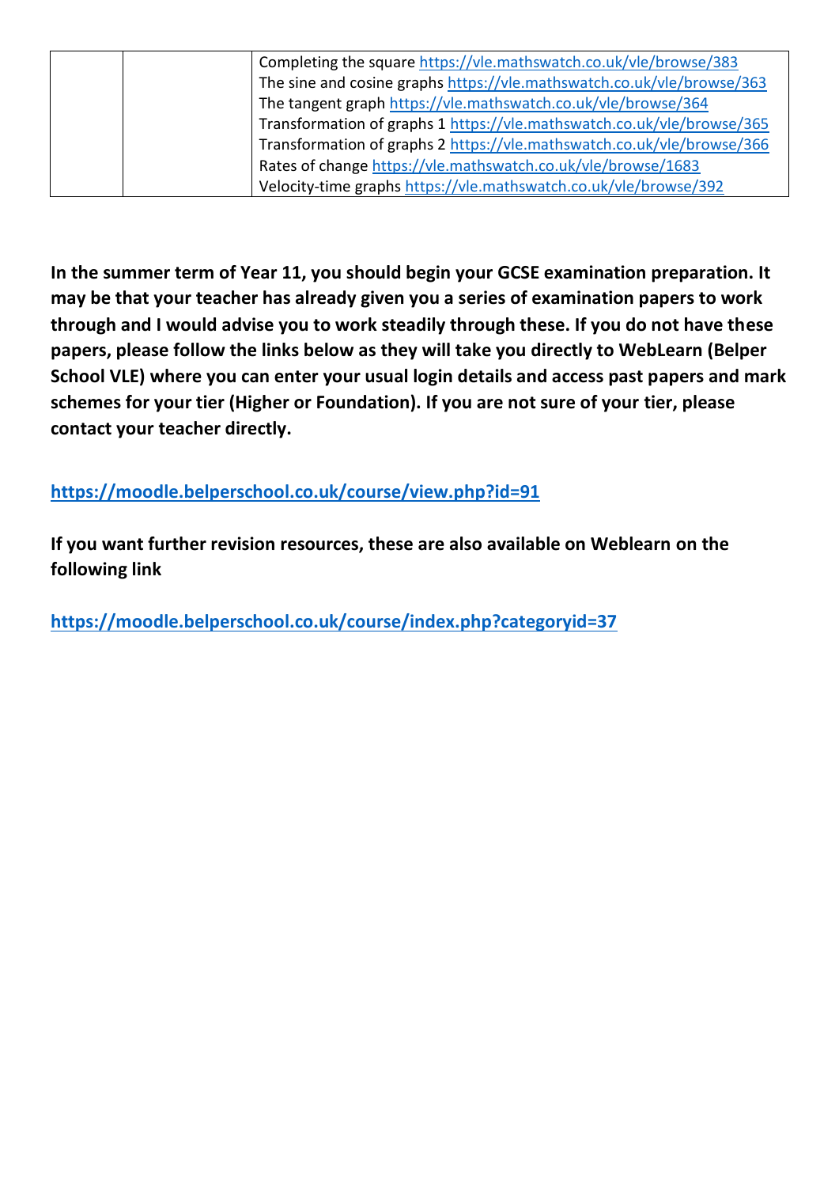| | | |
|---|---|---|
| | | Completing the square https://vle.mathswatch.co.uk/vle/browse/383<br>The sine and cosine graphs https://vle.mathswatch.co.uk/vle/browse/363<br>The tangent graph https://vle.mathswatch.co.uk/vle/browse/364<br>Transformation of graphs 1 https://vle.mathswatch.co.uk/vle/browse/365<br>Transformation of graphs 2 https://vle.mathswatch.co.uk/vle/browse/366<br>Rates of change https://vle.mathswatch.co.uk/vle/browse/1683<br>Velocity-time graphs https://vle.mathswatch.co.uk/vle/browse/392 |

**In the summer term of Year 11, you should begin your GCSE examination preparation. It may be that your teacher has already given you a series of examination papers to work through and I would advise you to work steadily through these. If you do not have these papers, please follow the links below as they will take you directly to WebLearn (Belper School VLE) where you can enter your usual login details and access past papers and mark schemes for your tier (Higher or Foundation). If you are not sure of your tier, please contact your teacher directly.**

**https://moodle.belperschool.co.uk/course/view.php?id=91**

**If you want further revision resources, these are also available on Weblearn on the following link**

**https://moodle.belperschool.co.uk/course/index.php?categoryid=37**